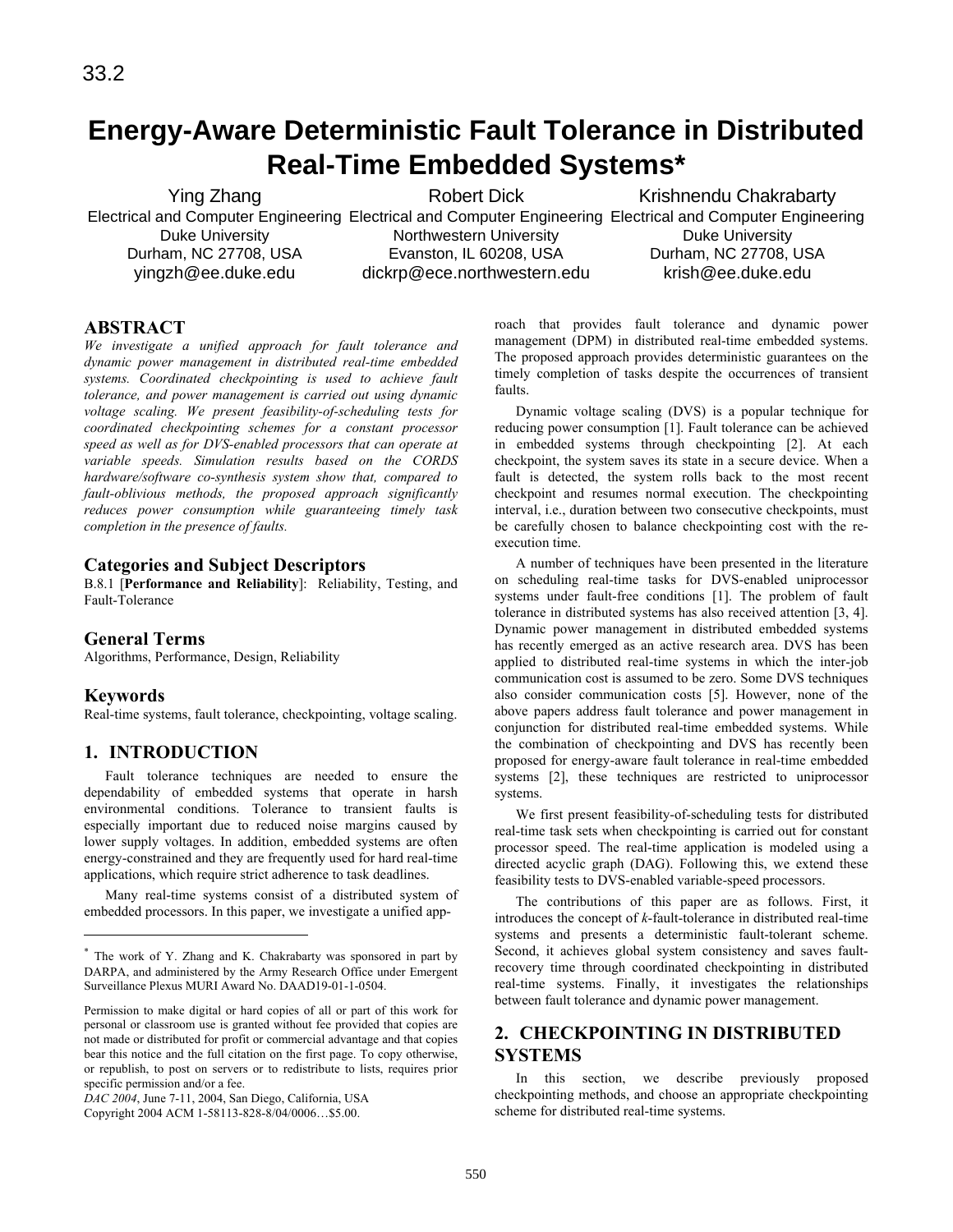# Energy-Aware Deterministic Fault Tolerance in Distributed Real-Time Embedded Systems*

Ying Zhang
Electrical and Computer Engineering
Duke University
Durham, NC 27708, USA
yingzh@ee.duke.edu

Robert Dick
Electrical and Computer Engineering
Northwestern University
Evanston, IL 60208, USA
dickrp@ece.northwestern.edu

Krishnendu Chakrabarty
Electrical and Computer Engineering
Duke University
Durham, NC 27708, USA
krish@ee.duke.edu

## ABSTRACT

*We investigate a unified approach for fault tolerance and dynamic power management in distributed real-time embedded systems. Coordinated checkpointing is used to achieve fault tolerance, and power management is carried out using dynamic voltage scaling. We present feasibility-of-scheduling tests for coordinated checkpointing schemes for a constant processor speed as well as for DVS-enabled processors that can operate at variable speeds. Simulation results based on the CORDS hardware/software co-synthesis system show that, compared to fault-oblivious methods, the proposed approach significantly reduces power consumption while guaranteeing timely task completion in the presence of faults.*

## Categories and Subject Descriptors

B.8.1 [**Performance and Reliability**]: Reliability, Testing, and Fault-Tolerance

## General Terms

Algorithms, Performance, Design, Reliability

## Keywords

Real-time systems, fault tolerance, checkpointing, voltage scaling.

## 1. INTRODUCTION

Fault tolerance techniques are needed to ensure the dependability of embedded systems that operate in harsh environmental conditions. Tolerance to transient faults is especially important due to reduced noise margins caused by lower supply voltages. In addition, embedded systems are often energy-constrained and they are frequently used for hard real-time applications, which require strict adherence to task deadlines.

Many real-time systems consist of a distributed system of embedded processors. In this paper, we investigate a unified approach that provides fault tolerance and dynamic power management (DPM) in distributed real-time embedded systems. The proposed approach provides deterministic guarantees on the timely completion of tasks despite the occurrences of transient faults.

Dynamic voltage scaling (DVS) is a popular technique for reducing power consumption [1]. Fault tolerance can be achieved in embedded systems through checkpointing [2]. At each checkpoint, the system saves its state in a secure device. When a fault is detected, the system rolls back to the most recent checkpoint and resumes normal execution. The checkpointing interval, i.e., duration between two consecutive checkpoints, must be carefully chosen to balance checkpointing cost with the re-execution time.

A number of techniques have been presented in the literature on scheduling real-time tasks for DVS-enabled uniprocessor systems under fault-free conditions [1]. The problem of fault tolerance in distributed systems has also received attention [3, 4]. Dynamic power management in distributed embedded systems has recently emerged as an active research area. DVS has been applied to distributed real-time systems in which the inter-job communication cost is assumed to be zero. Some DVS techniques also consider communication costs [5]. However, none of the above papers address fault tolerance and power management in conjunction for distributed real-time embedded systems. While the combination of checkpointing and DVS has recently been proposed for energy-aware fault tolerance in real-time embedded systems [2], these techniques are restricted to uniprocessor systems.

We first present feasibility-of-scheduling tests for distributed real-time task sets when checkpointing is carried out for constant processor speed. The real-time application is modeled using a directed acyclic graph (DAG). Following this, we extend these feasibility tests to DVS-enabled variable-speed processors.

The contributions of this paper are as follows. First, it introduces the concept of *k*-fault-tolerance in distributed real-time systems and presents a deterministic fault-tolerant scheme. Second, it achieves global system consistency and saves fault-recovery time through coordinated checkpointing in distributed real-time systems. Finally, it investigates the relationships between fault tolerance and dynamic power management.

## 2. CHECKPOINTING IN DISTRIBUTED SYSTEMS

In this section, we describe previously proposed checkpointing methods, and choose an appropriate checkpointing scheme for distributed real-time systems.

---

* The work of Y. Zhang and K. Chakrabarty was sponsored in part by DARPA, and administered by the Army Research Office under Emergent Surveillance Plexus MURI Award No. DAAD19-01-1-0504.

Permission to make digital or hard copies of all or part of this work for personal or classroom use is granted without fee provided that copies are not made or distributed for profit or commercial advantage and that copies bear this notice and the full citation on the first page. To copy otherwise, or republish, to post on servers or to redistribute to lists, requires prior specific permission and/or a fee.
*DAC 2004*, June 7-11, 2004, San Diego, California, USA
Copyright 2004 ACM 1-58113-828-8/04/0006…$5.00.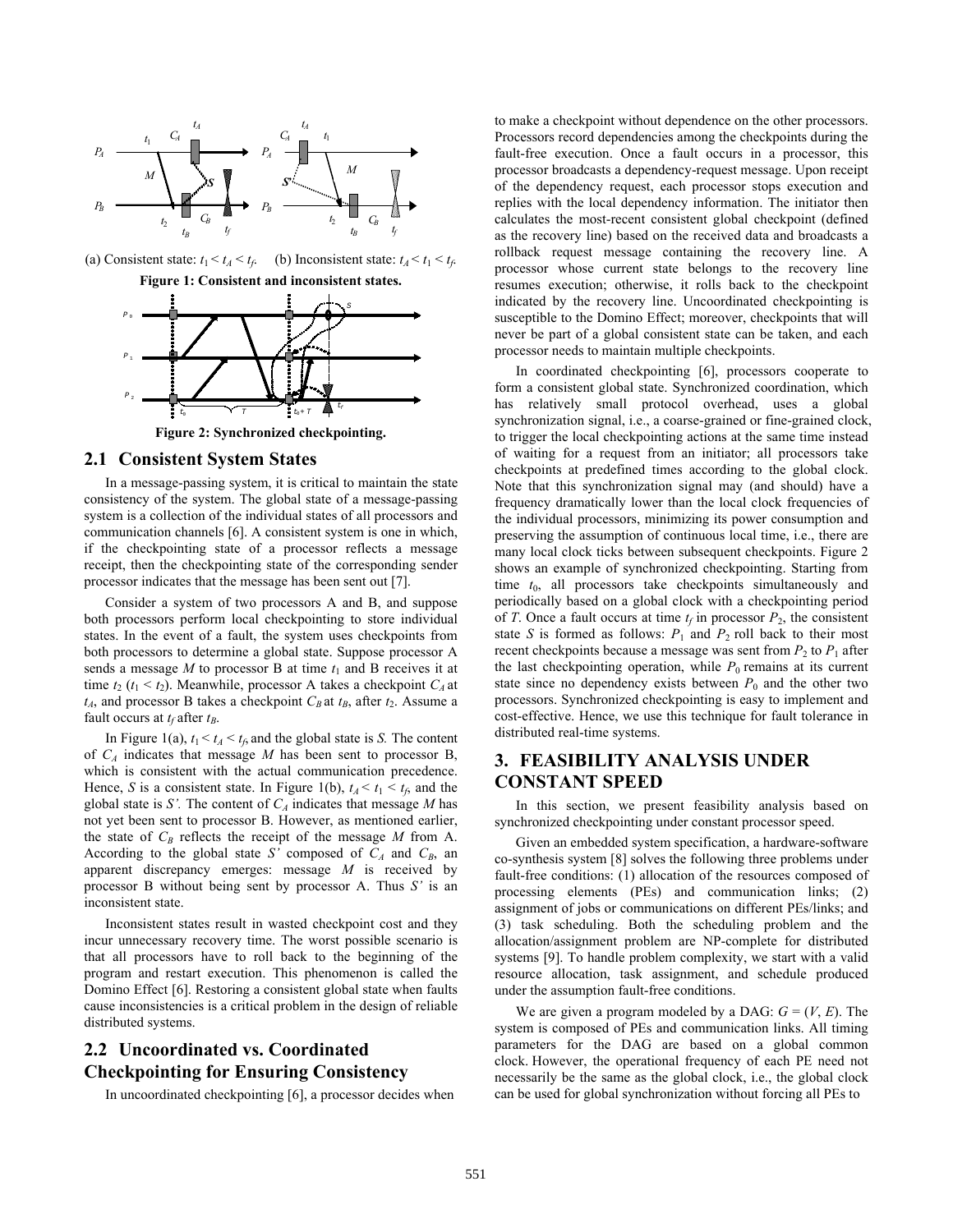(a) Consistent state: $t_1 < t_A < t_f$. (b) Inconsistent state: $t_A < t_1 < t_f$.

**Figure 1: Consistent and inconsistent states.**

**Figure 2: Synchronized checkpointing.**

## 2.1 Consistent System States

In a message-passing system, it is critical to maintain the state consistency of the system. The global state of a message-passing system is a collection of the individual states of all processors and communication channels [6]. A consistent system is one in which, if the checkpointing state of a processor reflects a message receipt, then the checkpointing state of the corresponding sender processor indicates that the message has been sent out [7].

Consider a system of two processors A and B, and suppose both processors perform local checkpointing to store individual states. In the event of a fault, the system uses checkpoints from both processors to determine a global state. Suppose processor A sends a message $M$ to processor B at time $t_1$ and B receives it at time $t_2$ ($t_1 < t_2$). Meanwhile, processor A takes a checkpoint $C_A$ at $t_A$, and processor B takes a checkpoint $C_B$ at $t_B$, after $t_2$. Assume a fault occurs at $t_f$ after $t_B$.

In Figure 1(a), $t_1 < t_A < t_f$, and the global state is $S$. The content of $C_A$ indicates that message $M$ has been sent to processor B, which is consistent with the actual communication precedence. Hence, $S$ is a consistent state. In Figure 1(b), $t_A < t_1 < t_f$, and the global state is $S'$. The content of $C_A$ indicates that message $M$ has not yet been sent to processor B. However, as mentioned earlier, the state of $C_B$ reflects the receipt of the message $M$ from A. According to the global state $S'$ composed of $C_A$ and $C_B$, an apparent discrepancy emerges: message $M$ is received by processor B without being sent by processor A. Thus $S'$ is an inconsistent state.

Inconsistent states result in wasted checkpoint cost and they incur unnecessary recovery time. The worst possible scenario is that all processors have to roll back to the beginning of the program and restart execution. This phenomenon is called the Domino Effect [6]. Restoring a consistent global state when faults cause inconsistencies is a critical problem in the design of reliable distributed systems.

## 2.2 Uncoordinated vs. Coordinated Checkpointing for Ensuring Consistency

In uncoordinated checkpointing [6], a processor decides when to make a checkpoint without dependence on the other processors. Processors record dependencies among the checkpoints during the fault-free execution. Once a fault occurs in a processor, this processor broadcasts a dependency-request message. Upon receipt of the dependency request, each processor stops execution and replies with the local dependency information. The initiator then calculates the most-recent consistent global checkpoint (defined as the recovery line) based on the received data and broadcasts a rollback request message containing the recovery line. A processor whose current state belongs to the recovery line resumes execution; otherwise, it rolls back to the checkpoint indicated by the recovery line. Uncoordinated checkpointing is susceptible to the Domino Effect; moreover, checkpoints that will never be part of a global consistent state can be taken, and each processor needs to maintain multiple checkpoints.

In coordinated checkpointing [6], processors cooperate to form a consistent global state. Synchronized coordination, which has relatively small protocol overhead, uses a global synchronization signal, i.e., a coarse-grained or fine-grained clock, to trigger the local checkpointing actions at the same time instead of waiting for a request from an initiator; all processors take checkpoints at predefined times according to the global clock. Note that this synchronization signal may (and should) have a frequency dramatically lower than the local clock frequencies of the individual processors, minimizing its power consumption and preserving the assumption of continuous local time, i.e., there are many local clock ticks between subsequent checkpoints. Figure 2 shows an example of synchronized checkpointing. Starting from time $t_0$, all processors take checkpoints simultaneously and periodically based on a global clock with a checkpointing period of $T$. Once a fault occurs at time $t_f$ in processor $P_2$, the consistent state $S$ is formed as follows: $P_1$ and $P_2$ roll back to their most recent checkpoints because a message was sent from $P_2$ to $P_1$ after the last checkpointing operation, while $P_0$ remains at its current state since no dependency exists between $P_0$ and the other two processors. Synchronized checkpointing is easy to implement and cost-effective. Hence, we use this technique for fault tolerance in distributed real-time systems.

# 3. FEASIBILITY ANALYSIS UNDER CONSTANT SPEED

In this section, we present feasibility analysis based on synchronized checkpointing under constant processor speed.

Given an embedded system specification, a hardware-software co-synthesis system [8] solves the following three problems under fault-free conditions: (1) allocation of the resources composed of processing elements (PEs) and communication links; (2) assignment of jobs or communications on different PEs/links; and (3) task scheduling. Both the scheduling problem and the allocation/assignment problem are NP-complete for distributed systems [9]. To handle problem complexity, we start with a valid resource allocation, task assignment, and schedule produced under the assumption fault-free conditions.

We are given a program modeled by a DAG: $G = (V, E)$. The system is composed of PEs and communication links. All timing parameters for the DAG are based on a global common clock. However, the operational frequency of each PE need not necessarily be the same as the global clock, i.e., the global clock can be used for global synchronization without forcing all PEs to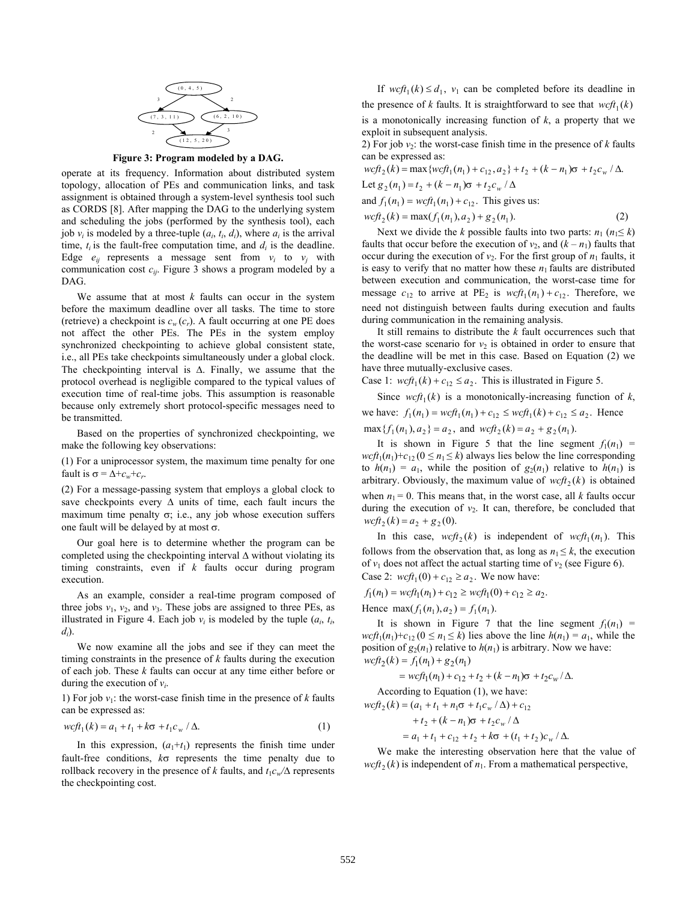**Figure 3: Program modeled by a DAG.**

operate at its frequency. Information about distributed system topology, allocation of PEs and communication links, and task assignment is obtained through a system-level synthesis tool such as CORDS [8]. After mapping the DAG to the underlying system and scheduling the jobs (performed by the synthesis tool), each job $v_i$ is modeled by a three-tuple ($a_i$, $t_i$, $d_i$), where $a_i$ is the arrival time, $t_i$ is the fault-free computation time, and $d_i$ is the deadline. Edge $e_{ij}$ represents a message sent from $v_i$ to $v_j$ with communication cost $c_{ij}$. Figure 3 shows a program modeled by a DAG.

We assume that at most $k$ faults can occur in the system before the maximum deadline over all tasks. The time to store (retrieve) a checkpoint is $c_w$ ($c_r$). A fault occurring at one PE does not affect the other PEs. The PEs in the system employ synchronized checkpointing to achieve global consistent state, i.e., all PEs take checkpoints simultaneously under a global clock. The checkpointing interval is $\Delta$. Finally, we assume that the protocol overhead is negligible compared to the typical values of execution time of real-time jobs. This assumption is reasonable because only extremely short protocol-specific messages need to be transmitted.

Based on the properties of synchronized checkpointing, we make the following key observations:

(1) For a uniprocessor system, the maximum time penalty for one fault is $\sigma = \Delta + c_w + c_r$.

(2) For a message-passing system that employs a global clock to save checkpoints every $\Delta$ units of time, each fault incurs the maximum time penalty $\sigma$; i.e., any job whose execution suffers one fault will be delayed by at most $\sigma$.

Our goal here is to determine whether the program can be completed using the checkpointing interval $\Delta$ without violating its timing constraints, even if $k$ faults occur during program execution.

As an example, consider a real-time program composed of three jobs $v_1$, $v_2$, and $v_3$. These jobs are assigned to three PEs, as illustrated in Figure 4. Each job $v_i$ is modeled by the tuple ($a_i$, $t_i$, $d_i$).

We now examine all the jobs and see if they can meet the timing constraints in the presence of $k$ faults during the execution of each job. These $k$ faults can occur at any time either before or during the execution of $v_i$.

1) For job $v_1$: the worst-case finish time in the presence of $k$ faults can be expressed as:

$$wcft_1(k) = a_1 + t_1 + k\sigma + t_1 c_w / \Delta. \quad (1)$$

In this expression, $(a_1+t_1)$ represents the finish time under fault-free conditions, $k\sigma$ represents the time penalty due to rollback recovery in the presence of $k$ faults, and $t_1 c_w/\Delta$ represents the checkpointing cost.

If $wcft_1(k) \le d_1$, $v_1$ can be completed before its deadline in the presence of $k$ faults. It is straightforward to see that $wcft_1(k)$ is a monotonically increasing function of $k$, a property that we exploit in subsequent analysis.

2) For job $v_2$: the worst-case finish time in the presence of $k$ faults can be expressed as:

$$wcft_2(k) = \max\{wcft_1(n_1) + c_{12}, a_2\} + t_2 + (k - n_1)\sigma + t_2 c_w / \Delta.$$

Let $g_2(n_1) = t_2 + (k - n_1)\sigma + t_2 c_w / \Delta$

and $f_1(n_1) = wcft_1(n_1) + c_{12}$. This gives us:

$$wcft_2(k) = \max(f_1(n_1), a_2) + g_2(n_1). \quad (2)$$

Next we divide the $k$ possible faults into two parts: $n_1$ ($n_1 \le k$) faults that occur before the execution of $v_2$, and $(k - n_1)$ faults that occur during the execution of $v_2$. For the first group of $n_1$ faults, it is easy to verify that no matter how these $n_1$ faults are distributed between execution and communication, the worst-case time for message $c_{12}$ to arrive at $PE_2$ is $wcft_1(n_1) + c_{12}$. Therefore, we need not distinguish between faults during execution and faults during communication in the remaining analysis.

It still remains to distribute the $k$ fault occurrences such that the worst-case scenario for $v_2$ is obtained in order to ensure that the deadline will be met in this case. Based on Equation (2) we have three mutually-exclusive cases.

Case 1: $wcft_1(k) + c_{12} \le a_2$. This is illustrated in Figure 5.

Since $wcft_1(k)$ is a monotonically-increasing function of $k$, we have: $f_1(n_1) = wcft_1(n_1) + c_{12} \le wcft_1(k) + c_{12} \le a_2$. Hence $\max\{f_1(n_1), a_2\} = a_2$, and $wcft_2(k) = a_2 + g_2(n_1)$.

It is shown in Figure 5 that the line segment $f_1(n_1) = wcft_1(n_1)+c_{12}$ $(0 \le n_1 \le k)$ always lies below the line corresponding to $h(n_1) = a_1$, while the position of $g_2(n_1)$ relative to $h(n_1)$ is arbitrary. Obviously, the maximum value of $wcft_2(k)$ is obtained when $n_1 = 0$. This means that, in the worst case, all $k$ faults occur during the execution of $v_2$. It can, therefore, be concluded that $wcft_2(k) = a_2 + g_2(0)$.

In this case, $wcft_2(k)$ is independent of $wcft_1(n_1)$. This follows from the observation that, as long as $n_1 \le k$, the execution of $v_1$ does not affect the actual starting time of $v_2$ (see Figure 6).

Case 2: $wcft_1(0) + c_{12} \ge a_2$. We now have:

$$f_1(n_1) = wcft_1(n_1) + c_{12} \ge wcft_1(0) + c_{12} \ge a_2.$$

Hence $\max(f_1(n_1), a_2) = f_1(n_1)$.

It is shown in Figure 7 that the line segment $f_1(n_1) = wcft_1(n_1)+c_{12}$ $(0 \le n_1 \le k)$ lies above the line $h(n_1) = a_1$, while the position of $g_2(n_1)$ relative to $h(n_1)$ is arbitrary. Now we have:

$$\begin{aligned} wcft_2(k) &= f_1(n_1) + g_2(n_1) \\ &= wcft_1(n_1) + c_{12} + t_2 + (k - n_1)\sigma + t_2 c_w / \Delta. \end{aligned}$$

According to Equation (1), we have:

$$\begin{aligned} wcft_2(k) &= (a_1 + t_1 + n_1\sigma + t_1 c_w / \Delta) + c_{12} \\ &\quad + t_2 + (k - n_1)\sigma + t_2 c_w / \Delta \\ &= a_1 + t_1 + c_{12} + t_2 + k\sigma + (t_1 + t_2) c_w / \Delta. \end{aligned}$$

We make the interesting observation here that the value of $wcft_2(k)$ is independent of $n_1$. From a mathematical perspective,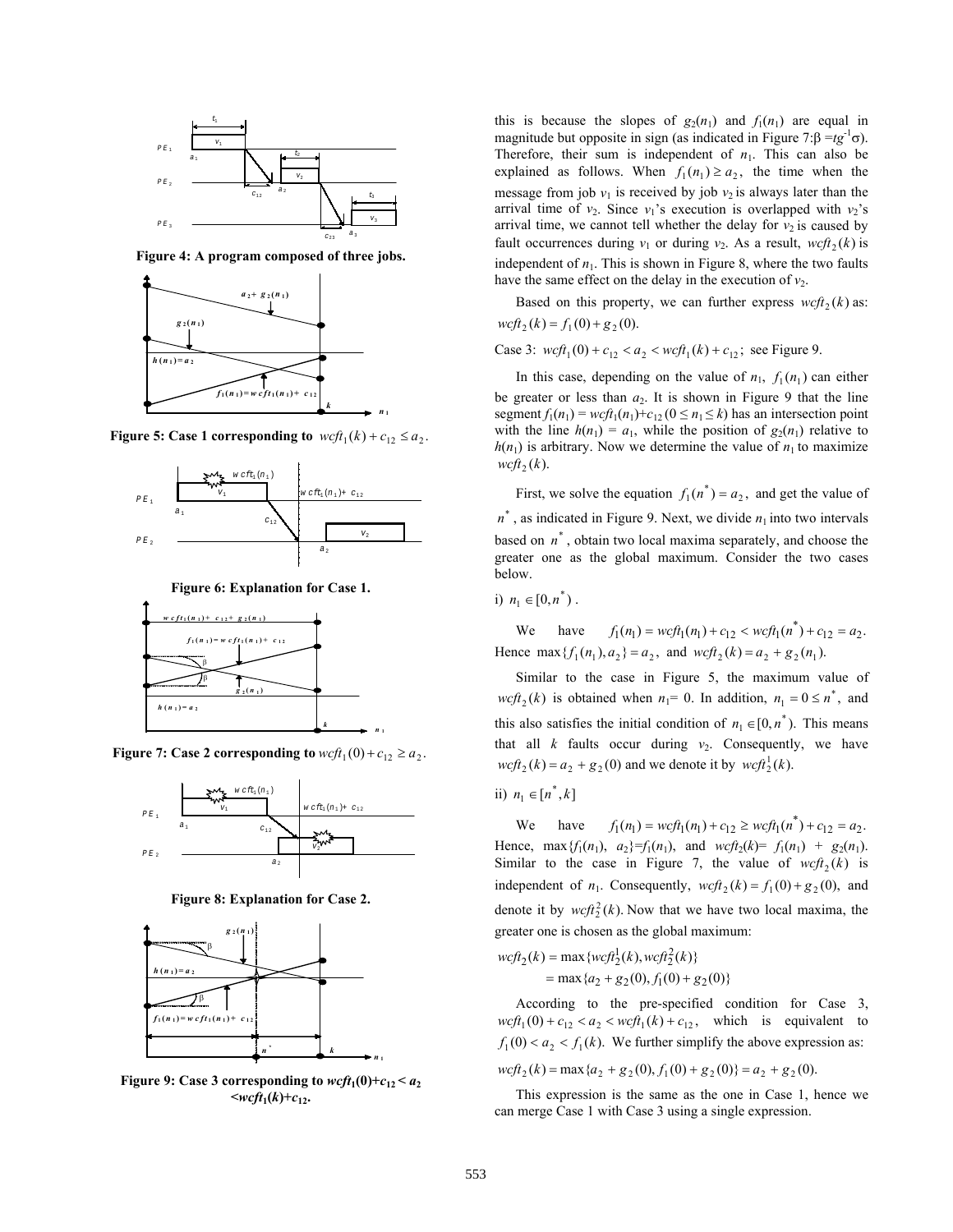Figure 4: A program composed of three jobs.

Figure 5: Case 1 corresponding to $wcft_1(k) + c_{12} \le a_2$.

Figure 6: Explanation for Case 1.

Figure 7: Case 2 corresponding to $wcft_1(0) + c_{12} \ge a_2$.

Figure 8: Explanation for Case 2.

Figure 9: Case 3 corresponding to $wcft_1(0)+c_{12} < a_2 < wcft_1(k)+c_{12}$.

this is because the slopes of $g_2(n_1)$ and $f_1(n_1)$ are equal in magnitude but opposite in sign (as indicated in Figure 7:$\beta = tg^{-1}\sigma$). Therefore, their sum is independent of $n_1$. This can also be explained as follows. When $f_1(n_1) \ge a_2$, the time when the message from job $v_1$ is received by job $v_2$ is always later than the arrival time of $v_2$. Since $v_1$'s execution is overlapped with $v_2$'s arrival time, we cannot tell whether the delay for $v_2$ is caused by fault occurrences during $v_1$ or during $v_2$. As a result, $wcft_2(k)$ is independent of $n_1$. This is shown in Figure 8, where the two faults have the same effect on the delay in the execution of $v_2$.

Based on this property, we can further express $wcft_2(k)$ as: $wcft_2(k) = f_1(0) + g_2(0)$.

Case 3: $wcft_1(0) + c_{12} < a_2 < wcft_1(k) + c_{12}$; see Figure 9.

In this case, depending on the value of $n_1$, $f_1(n_1)$ can either be greater or less than $a_2$. It is shown in Figure 9 that the line segment $f_1(n_1) = wcft_1(n_1)+c_{12}$ $(0 \le n_1 \le k)$ has an intersection point with the line $h(n_1) = a_1$, while the position of $g_2(n_1)$ relative to $h(n_1)$ is arbitrary. Now we determine the value of $n_1$ to maximize $wcft_2(k)$.

First, we solve the equation $f_1(n^*) = a_2$, and get the value of $n^*$, as indicated in Figure 9. Next, we divide $n_1$ into two intervals based on $n^*$, obtain two local maxima separately, and choose the greater one as the global maximum. Consider the two cases below.

i) $n_1 \in [0, n^*)$.

We have $f_1(n_1) = wcft_1(n_1) + c_{12} < wcft_1(n^*) + c_{12} = a_2$. Hence $\max\{f_1(n_1), a_2\} = a_2$, and $wcft_2(k) = a_2 + g_2(n_1)$.

Similar to the case in Figure 5, the maximum value of $wcft_2(k)$ is obtained when $n_1 = 0$. In addition, $n_1 = 0 \le n^*$, and this also satisfies the initial condition of $n_1 \in [0, n^*)$. This means that all $k$ faults occur during $v_2$. Consequently, we have $wcft_2(k) = a_2 + g_2(0)$ and we denote it by $wcft_2^1(k)$.

ii) $n_1 \in [n^*, k]$

We have $f_1(n_1) = wcft_1(n_1) + c_{12} \ge wcft_1(n^*) + c_{12} = a_2$. Hence, $\max\{f_1(n_1), a_2\} = f_1(n_1)$, and $wcft_2(k) = f_1(n_1) + g_2(n_1)$. Similar to the case in Figure 7, the value of $wcft_2(k)$ is independent of $n_1$. Consequently, $wcft_2(k) = f_1(0) + g_2(0)$, and denote it by $wcft_2^2(k)$. Now that we have two local maxima, the greater one is chosen as the global maximum:

$$
\begin{aligned}
wcft_2(k) &= \max\{wcft_2^1(k), wcft_2^2(k)\} \\
&= \max\{a_2 + g_2(0), f_1(0) + g_2(0)\}
\end{aligned}
$$

According to the pre-specified condition for Case 3, $wcft_1(0) + c_{12} < a_2 < wcft_1(k) + c_{12}$, which is equivalent to $f_1(0) < a_2 < f_1(k)$. We further simplify the above expression as:

$$
wcft_2(k) = \max\{a_2 + g_2(0), f_1(0) + g_2(0)\} = a_2 + g_2(0).
$$

This expression is the same as the one in Case 1, hence we can merge Case 1 with Case 3 using a single expression.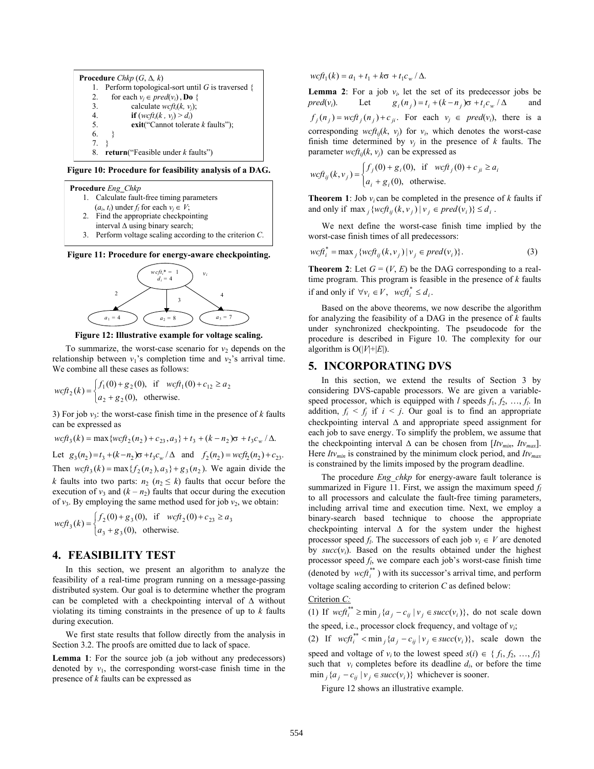```
Procedure Chkp (G, Δ, k)
  1. Perform topological-sort until G is traversed {
  2.    for each v_j ∈ pred(v_i) , Do {
  3.          calculate wcft_i(k, v_j);
  4.          if (wcft_i(k , v_j) > d_i)
  5.          exit("Cannot tolerate k faults");
  6.    }
  7. }
  8. return("Feasible under k faults")
```

**Figure 10: Procedure for feasibility analysis of a DAG.**

```
Procedure Eng_Chkp
  1. Calculate fault-free timing parameters
     (a_i, t_i) under f_l for each v_i ∈ V;
  2. Find the appropriate checkpointing
     interval Δ using binary search;
  3. Perform voltage scaling according to the criterion C.
```

**Figure 11: Procedure for energy-aware checkpointing.**

**Figure 12: Illustrative example for voltage scaling.**

To summarize, the worst-case scenario for $v_2$ depends on the relationship between $v_1$'s completion time and $v_2$'s arrival time. We combine all these cases as follows:

$$wcft_2(k) = \begin{cases} f_1(0) + g_2(0), & \text{if} \quad wcft_1(0) + c_{12} \geq a_2 \\ a_2 + g_2(0), & \text{otherwise.} \end{cases}$$

3) For job $v_3$: the worst-case finish time in the presence of $k$ faults can be expressed as

$$wcft_3(k) = \max\{wcft_2(n_2) + c_{23}, a_3\} + t_3 + (k - n_2)\sigma + t_3 c_w / \Delta.$$

Let $g_3(n_2) = t_3 + (k - n_2)\sigma + t_3 c_w / \Delta$ and $f_2(n_2) = wcft_2(n_2) + c_{23}$. Then $wcft_3(k) = \max\{f_2(n_2), a_3\} + g_3(n_2)$. We again divide the $k$ faults into two parts: $n_2$ ($n_2 \leq k$) faults that occur before the execution of $v_3$ and $(k - n_2)$ faults that occur during the execution of $v_3$. By employing the same method used for job $v_2$, we obtain:

$$wcft_3(k) = \begin{cases} f_2(0) + g_3(0), & \text{if} \quad wcft_2(0) + c_{23} \geq a_3 \\ a_3 + g_3(0), & \text{otherwise.} \end{cases}$$

## 4. FEASIBILITY TEST

In this section, we present an algorithm to analyze the feasibility of a real-time program running on a message-passing distributed system. Our goal is to determine whether the program can be completed with a checkpointing interval of Δ without violating its timing constraints in the presence of up to $k$ faults during execution.

We first state results that follow directly from the analysis in Section 3.2. The proofs are omitted due to lack of space.

**Lemma 1**: For the source job (a job without any predecessors) denoted by $v_1$, the corresponding worst-case finish time in the presence of $k$ faults can be expressed as

$$wcft_1(k) = a_1 + t_1 + k\sigma + t_1 c_w / \Delta.$$

**Lemma 2**: For a job $v_i$, let the set of its predecessor jobs be $pred(v_i)$. Let $g_i(n_j) = t_i + (k - n_j)\sigma + t_i c_w / \Delta$ and $f_j(n_j) = wcft_j(n_j) + c_{ji}$. For each $v_j \in pred(v_i)$, there is a corresponding $wcft_{ij}(k, v_j)$ for $v_i$, which denotes the worst-case finish time determined by $v_j$ in the presence of $k$ faults. The parameter $wcft_{ij}(k, v_j)$ can be expressed as

$$wcft_{ij}(k, v_j) = \begin{cases} f_j(0) + g_i(0), & \text{if} \quad wcft_j(0) + c_{ji} \geq a_i \\ a_i + g_i(0), & \text{otherwise.} \end{cases}$$

**Theorem 1**: Job $v_i$ can be completed in the presence of $k$ faults if and only if $\max_j \{wcft_{ij}(k, v_j) \mid v_j \in pred(v_i)\} \leq d_i$.

We next define the worst-case finish time implied by the worst-case finish times of all predecessors:

$$wcft_i^* = \max_j \{wcft_{ij}(k, v_j) \mid v_j \in pred(v_i)\}. \quad (3)$$

**Theorem 2**: Let $G = (V, E)$ be the DAG corresponding to a real-time program. This program is feasible in the presence of $k$ faults if and only if $\forall v_i \in V, \; wcft_i^* \leq d_i$.

Based on the above theorems, we now describe the algorithm for analyzing the feasibility of a DAG in the presence of $k$ faults under synchronized checkpointing. The pseudocode for the procedure is described in Figure 10. The complexity for our algorithm is $O(|V|+|E|)$.

## 5. INCORPORATING DVS

In this section, we extend the results of Section 3 by considering DVS-capable processors. We are given a variable-speed processor, which is equipped with $l$ speeds $f_1, f_2, \ldots, f_l$. In addition, $f_i < f_j$ if $i < j$. Our goal is to find an appropriate checkpointing interval Δ and appropriate speed assignment for each job to save energy. To simplify the problem, we assume that the checkpointing interval Δ can be chosen from $[Itv_{min}, Itv_{max}]$. Here $Itv_{min}$ is constrained by the minimum clock period, and $Itv_{max}$ is constrained by the limits imposed by the program deadline.

The procedure *Eng_chkp* for energy-aware fault tolerance is summarized in Figure 11. First, we assign the maximum speed $f_l$ to all processors and calculate the fault-free timing parameters, including arrival time and execution time. Next, we employ a binary-search based technique to choose the appropriate checkpointing interval Δ for the system under the highest processor speed $f_l$. The successors of each job $v_i \in V$ are denoted by $succ(v_i)$. Based on the results obtained under the highest processor speed $f_l$, we compare each job's worst-case finish time (denoted by $wcft_i^{**}$) with its successor's arrival time, and perform voltage scaling according to criterion $C$ as defined below:

<u>Criterion *C:*</u>

(1) If $wcft_i^{**} \geq \min_j \{a_j - c_{ij} \mid v_j \in succ(v_i)\}$, do not scale down the speed, i.e., processor clock frequency, and voltage of $v_i$;

(2) If $wcft_i^{**} < \min_j \{a_j - c_{ij} \mid v_j \in succ(v_i)\}$, scale down the speed and voltage of $v_i$ to the lowest speed $s(i) \in \{f_1, f_2, \ldots, f_l\}$ such that $v_i$ completes before its deadline $d_i$, or before the time $\min_j \{a_j - c_{ij} \mid v_j \in succ(v_i)\}$ whichever is sooner.

Figure 12 shows an illustrative example.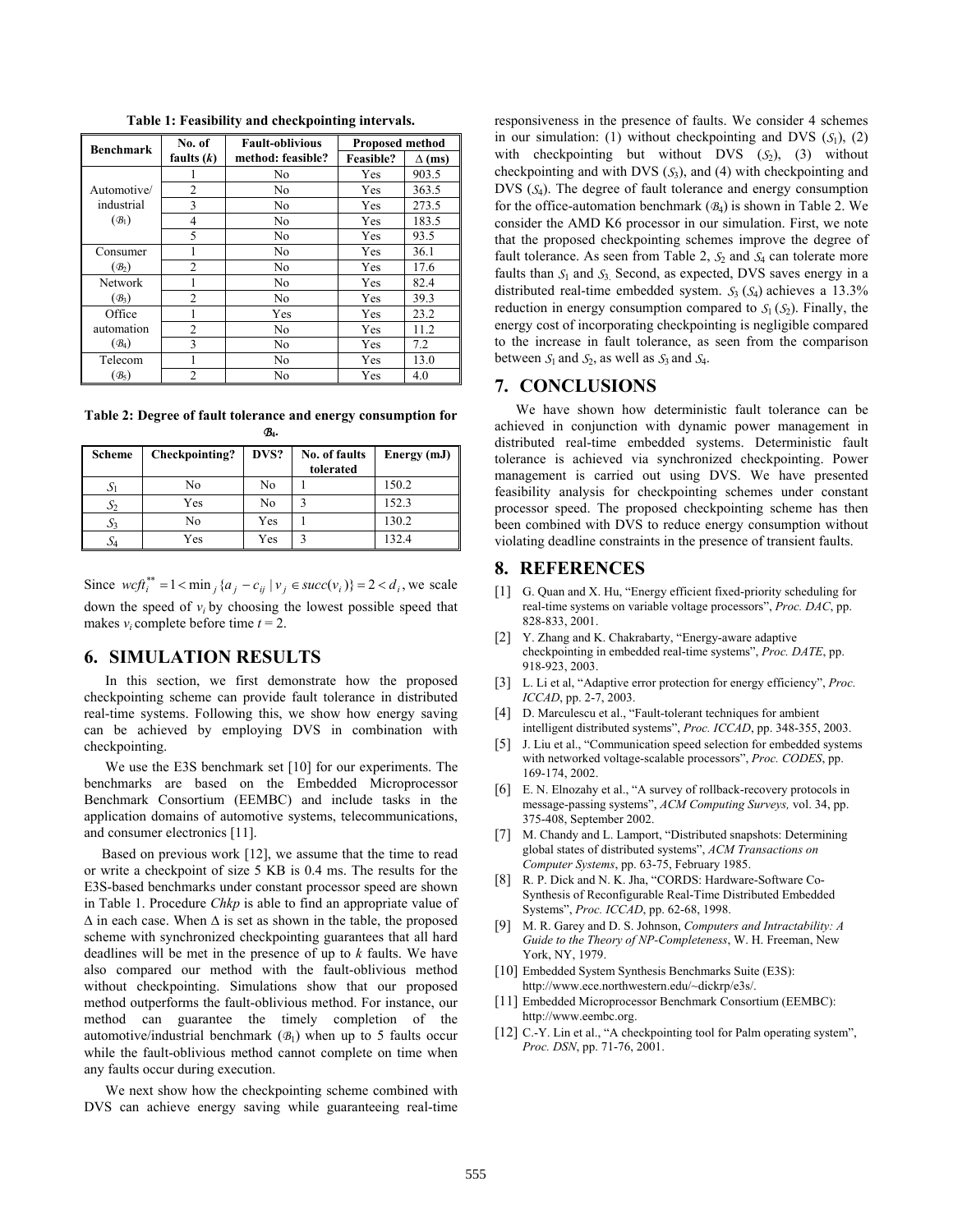**Table 1: Feasibility and checkpointing intervals.**

| Benchmark | No. of faults ($k$) | Fault-oblivious method: feasible? | Proposed method | |
|---|---|---|---|---|
| | | | Feasible? | $\Delta$ (ms) |
| Automotive/ industrial ($\mathcal{B}_1$) | 1 | No | Yes | 903.5 |
| | 2 | No | Yes | 363.5 |
| | 3 | No | Yes | 273.5 |
| | 4 | No | Yes | 183.5 |
| | 5 | No | Yes | 93.5 |
| Consumer ($\mathcal{B}_2$) | 1 | No | Yes | 36.1 |
| | 2 | No | Yes | 17.6 |
| Network ($\mathcal{B}_3$) | 1 | No | Yes | 82.4 |
| | 2 | No | Yes | 39.3 |
| Office automation ($\mathcal{B}_4$) | 1 | Yes | Yes | 23.2 |
| | 2 | No | Yes | 11.2 |
| | 3 | No | Yes | 7.2 |
| Telecom ($\mathcal{B}_5$) | 1 | No | Yes | 13.0 |
| | 2 | No | Yes | 4.0 |

**Table 2: Degree of fault tolerance and energy consumption for $\mathcal{B}_4$.**

| Scheme | Checkpointing? | DVS? | No. of faults tolerated | Energy (mJ) |
|---|---|---|---|---|
| $S_1$ | No | No | 1 | 150.2 |
| $S_2$ | Yes | No | 3 | 152.3 |
| $S_3$ | No | Yes | 1 | 130.2 |
| $S_4$ | Yes | Yes | 3 | 132.4 |

Since $wcft_i^{**} = 1 < \min_j \{a_j - c_{ij} \mid v_j \in succ(v_i)\} = 2 < d_i$, we scale down the speed of $v_i$ by choosing the lowest possible speed that makes $v_i$ complete before time $t = 2$.

## 6. SIMULATION RESULTS

In this section, we first demonstrate how the proposed checkpointing scheme can provide fault tolerance in distributed real-time systems. Following this, we show how energy saving can be achieved by employing DVS in combination with checkpointing.

We use the E3S benchmark set [10] for our experiments. The benchmarks are based on the Embedded Microprocessor Benchmark Consortium (EEMBC) and include tasks in the application domains of automotive systems, telecommunications, and consumer electronics [11].

Based on previous work [12], we assume that the time to read or write a checkpoint of size 5 KB is 0.4 ms. The results for the E3S-based benchmarks under constant processor speed are shown in Table 1. Procedure *Chkp* is able to find an appropriate value of $\Delta$ in each case. When $\Delta$ is set as shown in the table, the proposed scheme with synchronized checkpointing guarantees that all hard deadlines will be met in the presence of up to $k$ faults. We have also compared our method with the fault-oblivious method without checkpointing. Simulations show that our proposed method outperforms the fault-oblivious method. For instance, our method can guarantee the timely completion of the automotive/industrial benchmark ($\mathcal{B}_1$) when up to 5 faults occur while the fault-oblivious method cannot complete on time when any faults occur during execution.

We next show how the checkpointing scheme combined with DVS can achieve energy saving while guaranteeing real-time responsiveness in the presence of faults. We consider 4 schemes in our simulation: (1) without checkpointing and DVS ($S_1$), (2) with checkpointing but without DVS ($S_2$), (3) without checkpointing and with DVS ($S_3$), and (4) with checkpointing and DVS ($S_4$). The degree of fault tolerance and energy consumption for the office-automation benchmark ($\mathcal{B}_4$) is shown in Table 2. We consider the AMD K6 processor in our simulation. First, we note that the proposed checkpointing schemes improve the degree of fault tolerance. As seen from Table 2, $S_2$ and $S_4$ can tolerate more faults than $S_1$ and $S_3$. Second, as expected, DVS saves energy in a distributed real-time embedded system. $S_3$ ($S_4$) achieves a 13.3% reduction in energy consumption compared to $S_1$ ($S_2$). Finally, the energy cost of incorporating checkpointing is negligible compared to the increase in fault tolerance, as seen from the comparison between $S_1$ and $S_2$, as well as $S_3$ and $S_4$.

## 7. CONCLUSIONS

We have shown how deterministic fault tolerance can be achieved in conjunction with dynamic power management in distributed real-time embedded systems. Deterministic fault tolerance is achieved via synchronized checkpointing. Power management is carried out using DVS. We have presented feasibility analysis for checkpointing schemes under constant processor speed. The proposed checkpointing scheme has then been combined with DVS to reduce energy consumption without violating deadline constraints in the presence of transient faults.

## 8. REFERENCES

[1] G. Quan and X. Hu, "Energy efficient fixed-priority scheduling for real-time systems on variable voltage processors", *Proc. DAC*, pp. 828-833, 2001.

[2] Y. Zhang and K. Chakrabarty, "Energy-aware adaptive checkpointing in embedded real-time systems", *Proc. DATE*, pp. 918-923, 2003.

[3] L. Li et al, "Adaptive error protection for energy efficiency", *Proc. ICCAD*, pp. 2-7, 2003.

[4] D. Marculescu et al, "Fault-tolerant techniques for ambient intelligent distributed systems", *Proc. ICCAD*, pp. 348-355, 2003.

[5] J. Liu et al., "Communication speed selection for embedded systems with networked voltage-scalable processors", *Proc. CODES*, pp. 169-174, 2002.

[6] E. N. Elnozahy et al., "A survey of rollback-recovery protocols in message-passing systems", *ACM Computing Surveys,* vol. 34, pp. 375-408, September 2002.

[7] M. Chandy and L. Lamport, "Distributed snapshots: Determining global states of distributed systems", *ACM Transactions on Computer Systems*, pp. 63-75, February 1985.

[8] R. P. Dick and N. K. Jha, "CORDS: Hardware-Software Co-Synthesis of Reconfigurable Real-Time Distributed Embedded Systems", *Proc. ICCAD*, pp. 62-68, 1998.

[9] M. R. Garey and D. S. Johnson, *Computers and Intractability: A Guide to the Theory of NP-Completeness*, W. H. Freeman, New York, NY, 1979.

[10] Embedded System Synthesis Benchmarks Suite (E3S): http://www.ece.northwestern.edu/~dickrp/e3s/.

[11] Embedded Microprocessor Benchmark Consortium (EEMBC): http://www.eembc.org.

[12] C.-Y. Lin et al., "A checkpointing tool for Palm operating system", *Proc. DSN*, pp. 71-76, 2001.